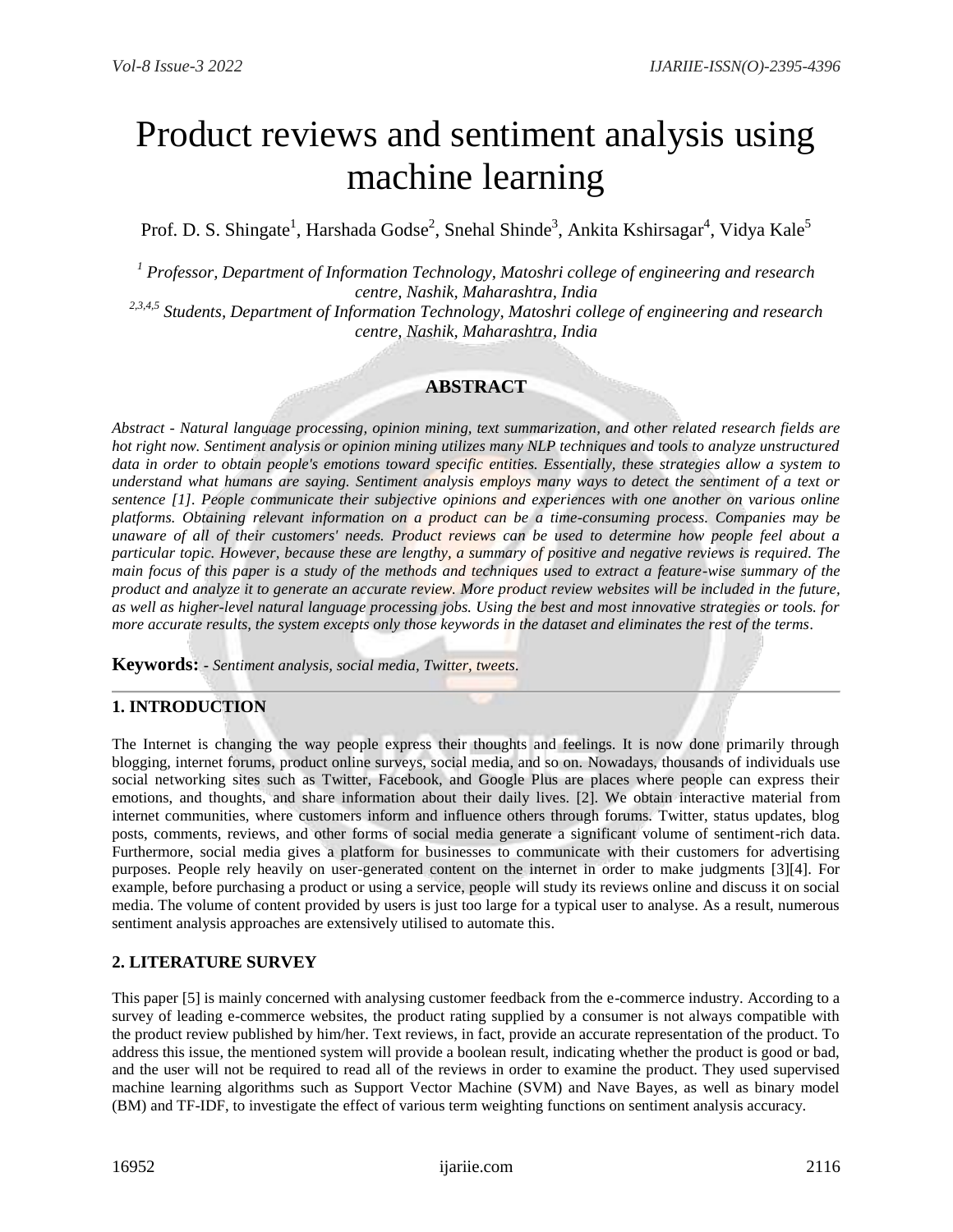# Product reviews and sentiment analysis using machine learning

Prof. D. S. Shingate[1], Harshada Godse[2], Snehal Shinde[3], Ankita Kshirsagar[4], Vidya Kale[5]

*[1] Professor, Department of Information Technology, Matoshri college of engineering and research centre, Nashik, Maharashtra, India*

*[2,3,4,5] Students, Department of Information Technology, Matoshri college of engineering and research centre, Nashik, Maharashtra, India*

## ABSTRACT

*Abstract - Natural language processing, opinion mining, text summarization, and other related research fields are hot right now. Sentiment analysis or opinion mining utilizes many NLP techniques and tools to analyze unstructured data in order to obtain people's emotions toward specific entities. Essentially, these strategies allow a system to understand what humans are saying. Sentiment analysis employs many ways to detect the sentiment of a text or sentence [1]. People communicate their subjective opinions and experiences with one another on various online platforms. Obtaining relevant information on a product can be a time-consuming process. Companies may be unaware of all of their customers' needs. Product reviews can be used to determine how people feel about a particular topic. However, because these are lengthy, a summary of positive and negative reviews is required. The main focus of this paper is a study of the methods and techniques used to extract a feature-wise summary of the product and analyze it to generate an accurate review. More product review websites will be included in the future, as well as higher-level natural language processing jobs. Using the best and most innovative strategies or tools. for more accurate results, the system excepts only those keywords in the dataset and eliminates the rest of the terms.*

**Keywords:** *- Sentiment analysis, social media, Twitter, tweets.*

## 1. INTRODUCTION

The Internet is changing the way people express their thoughts and feelings. It is now done primarily through blogging, internet forums, product online surveys, social media, and so on. Nowadays, thousands of individuals use social networking sites such as Twitter, Facebook, and Google Plus are places where people can express their emotions, and thoughts, and share information about their daily lives. [2]. We obtain interactive material from internet communities, where customers inform and influence others through forums. Twitter, status updates, blog posts, comments, reviews, and other forms of social media generate a significant volume of sentiment-rich data. Furthermore, social media gives a platform for businesses to communicate with their customers for advertising purposes. People rely heavily on user-generated content on the internet in order to make judgments [3][4]. For example, before purchasing a product or using a service, people will study its reviews online and discuss it on social media. The volume of content provided by users is just too large for a typical user to analyse. As a result, numerous sentiment analysis approaches are extensively utilised to automate this.

## 2. LITERATURE SURVEY

This paper [5] is mainly concerned with analysing customer feedback from the e-commerce industry. According to a survey of leading e-commerce websites, the product rating supplied by a consumer is not always compatible with the product review published by him/her. Text reviews, in fact, provide an accurate representation of the product. To address this issue, the mentioned system will provide a boolean result, indicating whether the product is good or bad, and the user will not be required to read all of the reviews in order to examine the product. They used supervised machine learning algorithms such as Support Vector Machine (SVM) and Nave Bayes, as well as binary model (BM) and TF-IDF, to investigate the effect of various term weighting functions on sentiment analysis accuracy.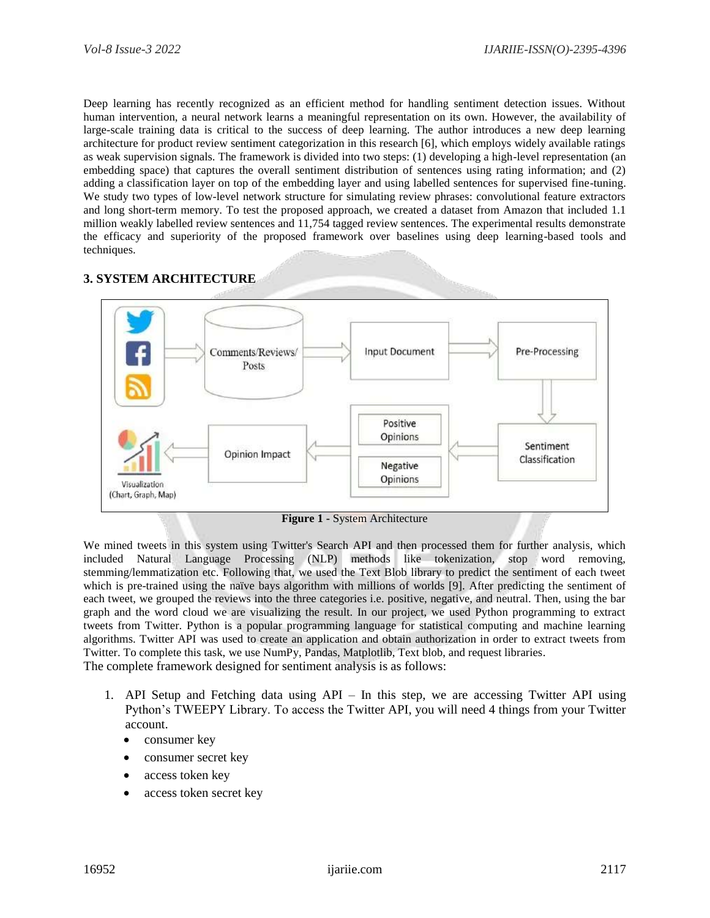Deep learning has recently recognized as an efficient method for handling sentiment detection issues. Without human intervention, a neural network learns a meaningful representation on its own. However, the availability of large-scale training data is critical to the success of deep learning. The author introduces a new deep learning architecture for product review sentiment categorization in this research [6], which employs widely available ratings as weak supervision signals. The framework is divided into two steps: (1) developing a high-level representation (an embedding space) that captures the overall sentiment distribution of sentences using rating information; and (2) adding a classification layer on top of the embedding layer and using labelled sentences for supervised fine-tuning. We study two types of low-level network structure for simulating review phrases: convolutional feature extractors and long short-term memory. To test the proposed approach, we created a dataset from Amazon that included 1.1 million weakly labelled review sentences and 11,754 tagged review sentences. The experimental results demonstrate the efficacy and superiority of the proposed framework over baselines using deep learning-based tools and techniques.

## 3. SYSTEM ARCHITECTURE

**Figure 1 -** System Architecture

We mined tweets in this system using Twitter's Search API and then processed them for further analysis, which included Natural Language Processing (NLP) methods like tokenization, stop word removing, stemming/lemmatization etc. Following that, we used the Text Blob library to predict the sentiment of each tweet which is pre-trained using the naïve bays algorithm with millions of worlds [9]. After predicting the sentiment of each tweet, we grouped the reviews into the three categories i.e. positive, negative, and neutral. Then, using the bar graph and the word cloud we are visualizing the result. In our project, we used Python programming to extract tweets from Twitter. Python is a popular programming language for statistical computing and machine learning algorithms. Twitter API was used to create an application and obtain authorization in order to extract tweets from Twitter. To complete this task, we use NumPy, Pandas, Matplotlib, Text blob, and request libraries.

The complete framework designed for sentiment analysis is as follows:

1. API Setup and Fetching data using API – In this step, we are accessing Twitter API using Python's TWEEPY Library. To access the Twitter API, you will need 4 things from your Twitter account.
   - consumer key
   - consumer secret key
   - access token key
   - access token secret key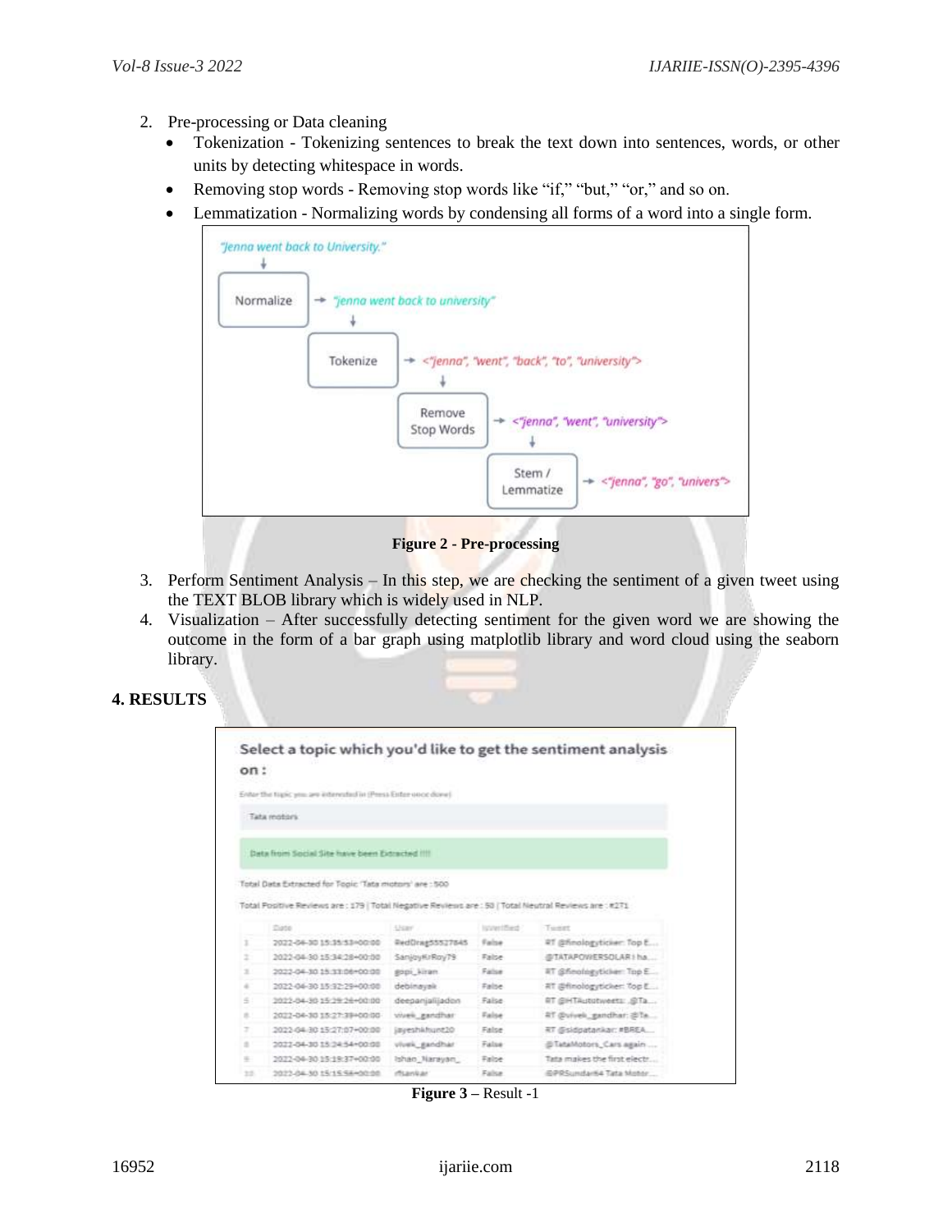2. Pre-processing or Data cleaning
   - Tokenization - Tokenizing sentences to break the text down into sentences, words, or other units by detecting whitespace in words.
   - Removing stop words - Removing stop words like "if," "but," "or," and so on.
   - Lemmatization - Normalizing words by condensing all forms of a word into a single form.

**Figure 2 - Pre-processing**

3. Perform Sentiment Analysis – In this step, we are checking the sentiment of a given tweet using the TEXT BLOB library which is widely used in NLP.
4. Visualization – After successfully detecting sentiment for the given word we are showing the outcome in the form of a bar graph using matplotlib library and word cloud using the seaborn library.

## 4. RESULTS

**Figure 3 –** Result -1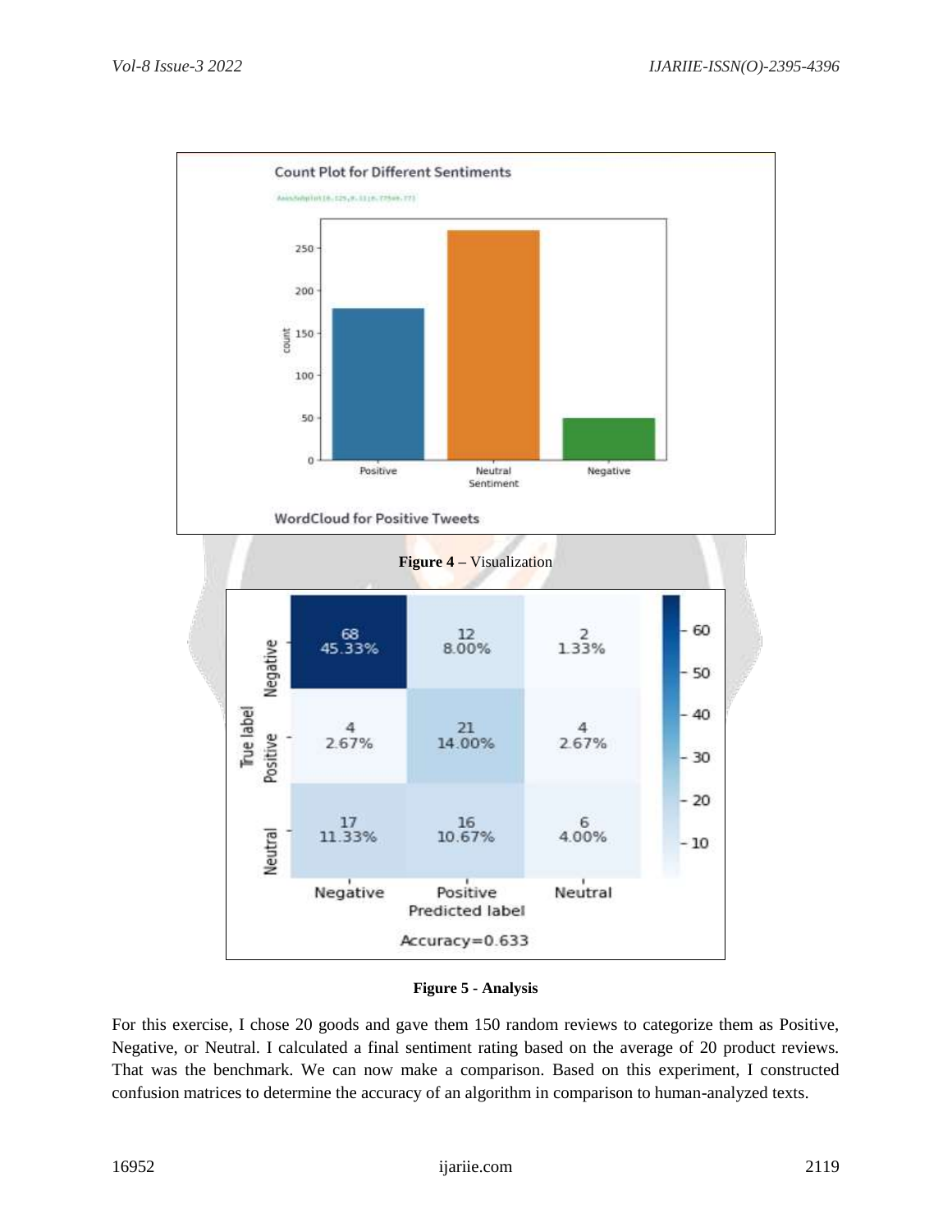**Figure 4 –** Visualization

**Figure 5 - Analysis**

For this exercise, I chose 20 goods and gave them 150 random reviews to categorize them as Positive, Negative, or Neutral. I calculated a final sentiment rating based on the average of 20 product reviews. That was the benchmark. We can now make a comparison. Based on this experiment, I constructed confusion matrices to determine the accuracy of an algorithm in comparison to human-analyzed texts.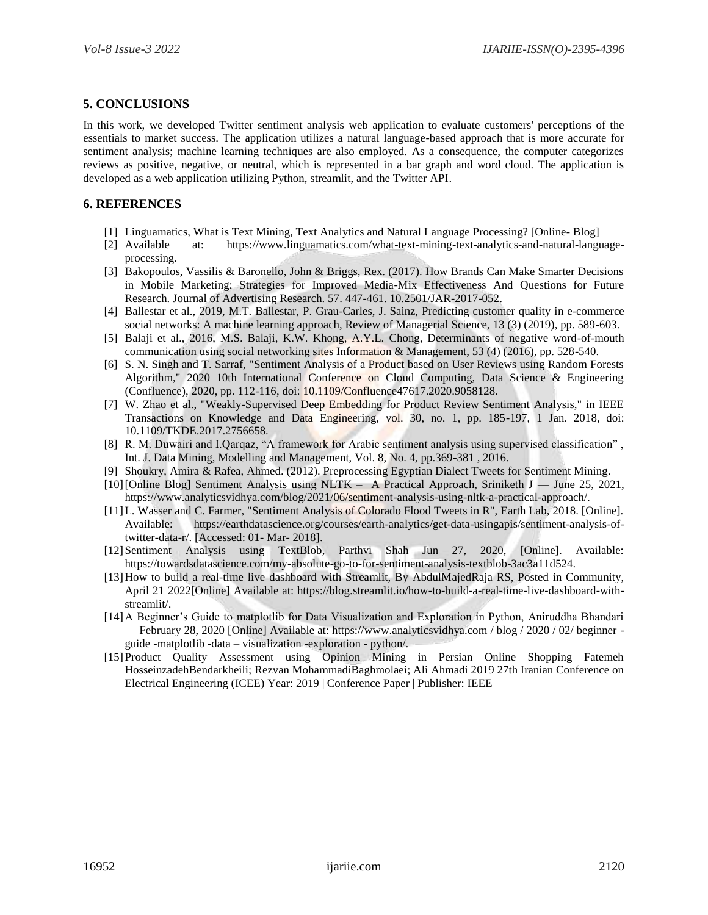## 5. CONCLUSIONS

In this work, we developed Twitter sentiment analysis web application to evaluate customers' perceptions of the essentials to market success. The application utilizes a natural language-based approach that is more accurate for sentiment analysis; machine learning techniques are also employed. As a consequence, the computer categorizes reviews as positive, negative, or neutral, which is represented in a bar graph and word cloud. The application is developed as a web application utilizing Python, streamlit, and the Twitter API.

## 6. REFERENCES

[1] Linguamatics, What is Text Mining, Text Analytics and Natural Language Processing? [Online- Blog]

[2] Available at: https://www.linguamatics.com/what-text-mining-text-analytics-and-natural-language-processing.

[3] Bakopoulos, Vassilis & Baronello, John & Briggs, Rex. (2017). How Brands Can Make Smarter Decisions in Mobile Marketing: Strategies for Improved Media-Mix Effectiveness And Questions for Future Research. Journal of Advertising Research. 57. 447-461. 10.2501/JAR-2017-052.

[4] Ballestar et al., 2019, M.T. Ballestar, P. Grau-Carles, J. Sainz, Predicting customer quality in e-commerce social networks: A machine learning approach, Review of Managerial Science, 13 (3) (2019), pp. 589-603.

[5] Balaji et al., 2016, M.S. Balaji, K.W. Khong, A.Y.L. Chong, Determinants of negative word-of-mouth communication using social networking sites Information & Management, 53 (4) (2016), pp. 528-540.

[6] S. N. Singh and T. Sarraf, "Sentiment Analysis of a Product based on User Reviews using Random Forests Algorithm," 2020 10th International Conference on Cloud Computing, Data Science & Engineering (Confluence), 2020, pp. 112-116, doi: 10.1109/Confluence47617.2020.9058128.

[7] W. Zhao et al., "Weakly-Supervised Deep Embedding for Product Review Sentiment Analysis," in IEEE Transactions on Knowledge and Data Engineering, vol. 30, no. 1, pp. 185-197, 1 Jan. 2018, doi: 10.1109/TKDE.2017.2756658.

[8] R. M. Duwairi and I.Qarqaz, "A framework for Arabic sentiment analysis using supervised classification" , Int. J. Data Mining, Modelling and Management, Vol. 8, No. 4, pp.369-381 , 2016.

[9] Shoukry, Amira & Rafea, Ahmed. (2012). Preprocessing Egyptian Dialect Tweets for Sentiment Mining.

[10] [Online Blog] Sentiment Analysis using NLTK – A Practical Approach, Sriniketh J — June 25, 2021, https://www.analyticsvidhya.com/blog/2021/06/sentiment-analysis-using-nltk-a-practical-approach/.

[11] L. Wasser and C. Farmer, "Sentiment Analysis of Colorado Flood Tweets in R", Earth Lab, 2018. [Online]. Available: https://earthdatascience.org/courses/earth-analytics/get-data-usingapis/sentiment-analysis-of-twitter-data-r/. [Accessed: 01- Mar- 2018].

[12] Sentiment Analysis using TextBlob, Parthvi Shah Jun 27, 2020, [Online]. Available: https://towardsdatascience.com/my-absolute-go-to-for-sentiment-analysis-textblob-3ac3a11d524.

[13] How to build a real-time live dashboard with Streamlit, By AbdulMajedRaja RS, Posted in Community, April 21 2022[Online] Available at: https://blog.streamlit.io/how-to-build-a-real-time-live-dashboard-with-streamlit/.

[14] A Beginner's Guide to matplotlib for Data Visualization and Exploration in Python, Aniruddha Bhandari — February 28, 2020 [Online] Available at: https://www.analyticsvidhya.com / blog / 2020 / 02/ beginner - guide -matplotlib -data – visualization -exploration - python/.

[15] Product Quality Assessment using Opinion Mining in Persian Online Shopping Fatemeh HosseinzadehBendarkheili; Rezvan MohammadiBaghmolaei; Ali Ahmadi 2019 27th Iranian Conference on Electrical Engineering (ICEE) Year: 2019 | Conference Paper | Publisher: IEEE